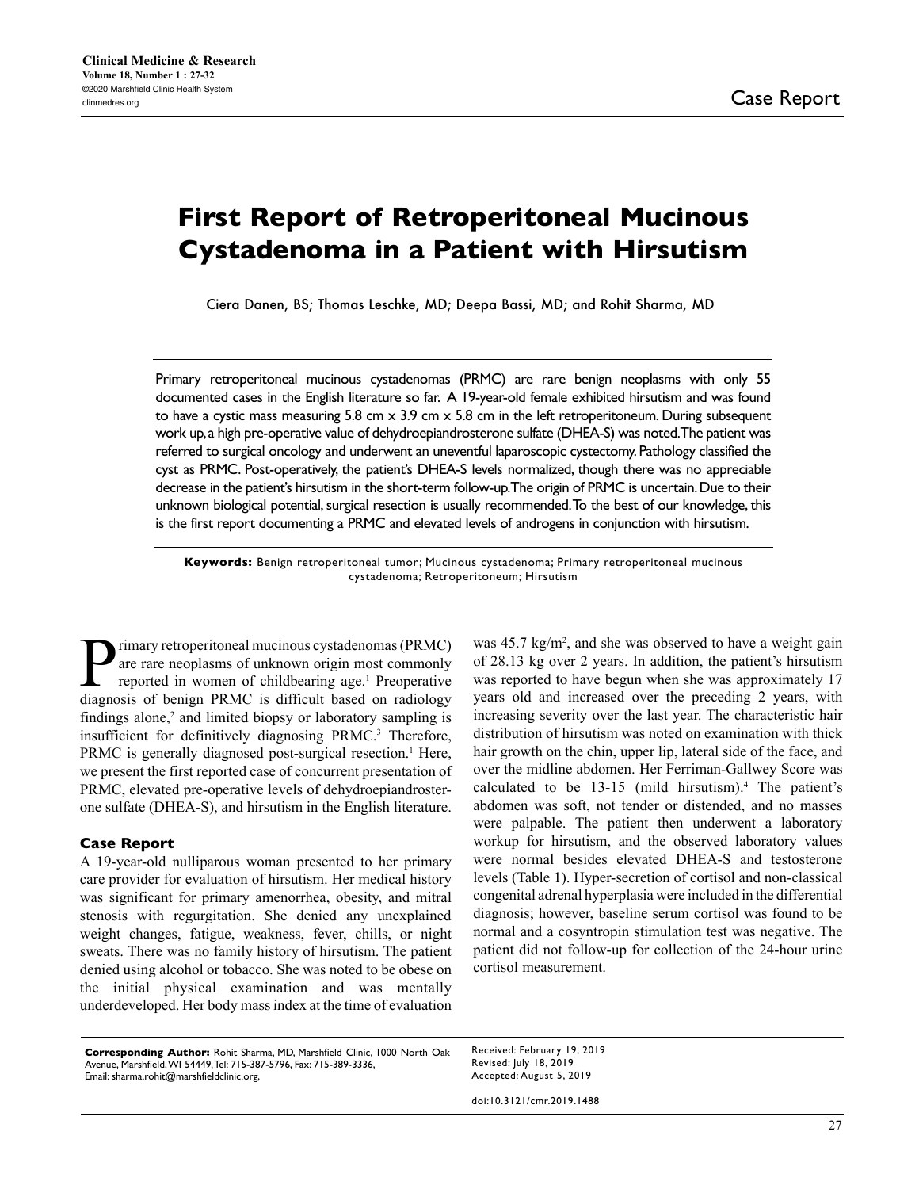Case Report

# First Report of Retroperitoneal Mucinous Cystadenoma in a Patient with Hirsutism

Ciera Danen, BS; Thomas Leschke, MD; Deepa Bassi, MD; and Rohit Sharma, MD

Primary retroperitoneal mucinous cystadenomas (PRMC) are rare benign neoplasms with only 55 documented cases in the English literature so far. A 19-year-old female exhibited hirsutism and was found to have a cystic mass measuring 5.8 cm x 3.9 cm x 5.8 cm in the left retroperitoneum. During subsequent work up, a high pre-operative value of dehydroepiandrosterone sulfate (DHEA-S) was noted. The patient was referred to surgical oncology and underwent an uneventful laparoscopic cystectomy. Pathology classified the cyst as PRMC. Post-operatively, the patient's DHEA-S levels normalized, though there was no appreciable decrease in the patient's hirsutism in the short-term follow-up. The origin of PRMC is uncertain. Due to their unknown biological potential, surgical resection is usually recommended. To the best of our knowledge, this is the first report documenting a PRMC and elevated levels of androgens in conjunction with hirsutism.

**Keywords:** Benign retroperitoneal tumor; Mucinous cystadenoma; Primary retroperitoneal mucinous cystadenoma; Retroperitoneum; Hirsutism

Primary retroperitoneal mucinous cystadenomas (PRMC) are rare neoplasms of unknown origin most commonly reported in women of childbearing age.[1] Preoperative diagnosis of benign PRMC is difficult based on radiology findings alone,[2] and limited biopsy or laboratory sampling is insufficient for definitively diagnosing PRMC.[3] Therefore, PRMC is generally diagnosed post-surgical resection.[1] Here, we present the first reported case of concurrent presentation of PRMC, elevated pre-operative levels of dehydroepiandrosterone sulfate (DHEA-S), and hirsutism in the English literature.

## Case Report

A 19-year-old nulliparous woman presented to her primary care provider for evaluation of hirsutism. Her medical history was significant for primary amenorrhea, obesity, and mitral stenosis with regurgitation. She denied any unexplained weight changes, fatigue, weakness, fever, chills, or night sweats. There was no family history of hirsutism. The patient denied using alcohol or tobacco. She was noted to be obese on the initial physical examination and was mentally underdeveloped. Her body mass index at the time of evaluation was 45.7 kg/m$^2$, and she was observed to have a weight gain of 28.13 kg over 2 years. In addition, the patient's hirsutism was reported to have begun when she was approximately 17 years old and increased over the preceding 2 years, with increasing severity over the last year. The characteristic hair distribution of hirsutism was noted on examination with thick hair growth on the chin, upper lip, lateral side of the face, and over the midline abdomen. Her Ferriman-Gallwey Score was calculated to be 13-15 (mild hirsutism).[4] The patient's abdomen was soft, not tender or distended, and no masses were palpable. The patient then underwent a laboratory workup for hirsutism, and the observed laboratory values were normal besides elevated DHEA-S and testosterone levels (Table 1). Hyper-secretion of cortisol and non-classical congenital adrenal hyperplasia were included in the differential diagnosis; however, baseline serum cortisol was found to be normal and a cosyntropin stimulation test was negative. The patient did not follow-up for collection of the 24-hour urine cortisol measurement.

**Corresponding Author:** Rohit Sharma, MD, Marshfield Clinic, 1000 North Oak Avenue, Marshfield, WI 54449, Tel: 715-387-5796, Fax: 715-389-3336, Email: sharma.rohit@marshfieldclinic.org,

Received: February 19, 2019
Revised: July 18, 2019
Accepted: August 5, 2019

doi:10.3121/cmr.2019.1488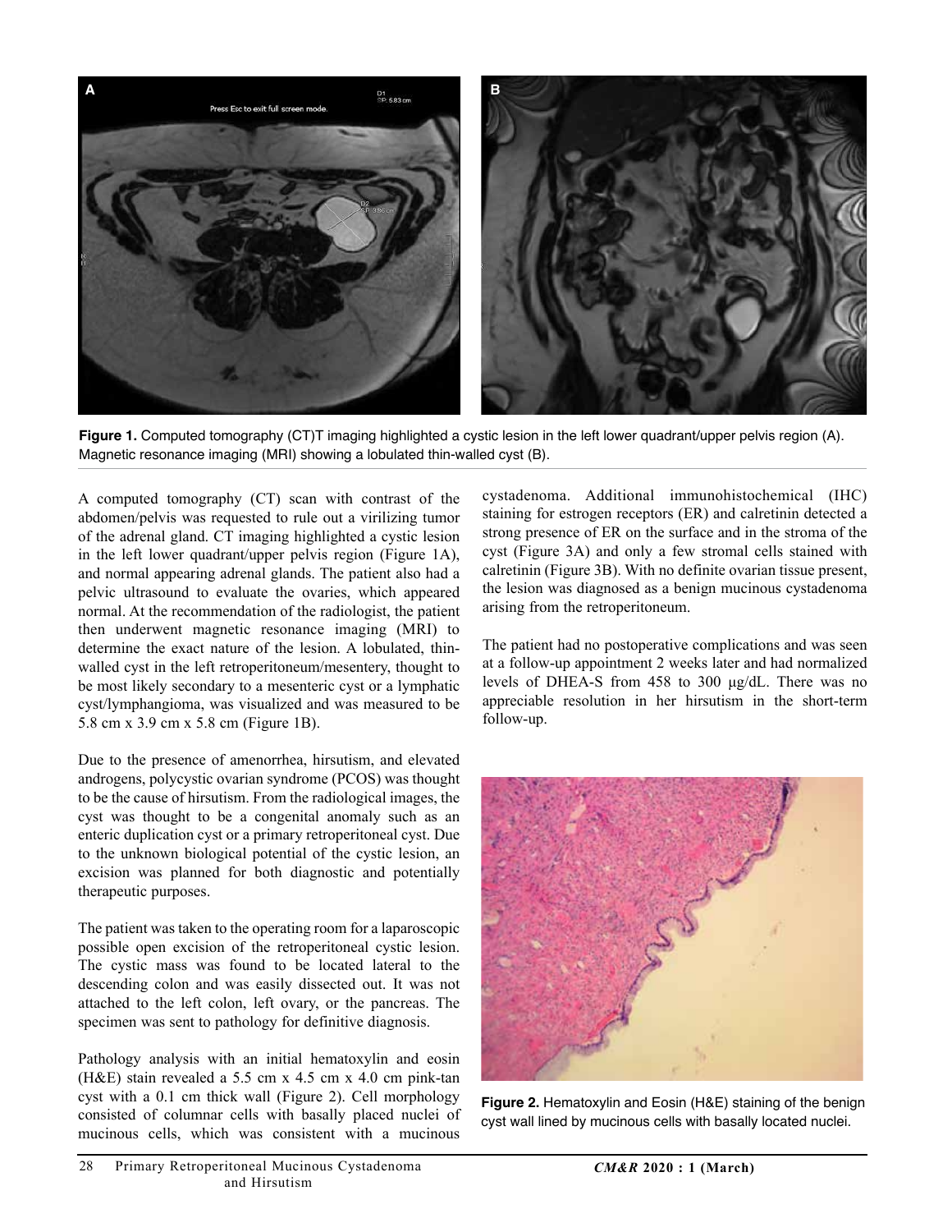Figure 1. Computed tomography (CT)T imaging highlighted a cystic lesion in the left lower quadrant/upper pelvis region (A). Magnetic resonance imaging (MRI) showing a lobulated thin-walled cyst (B).

A computed tomography (CT) scan with contrast of the abdomen/pelvis was requested to rule out a virilizing tumor of the adrenal gland. CT imaging highlighted a cystic lesion in the left lower quadrant/upper pelvis region (Figure 1A), and normal appearing adrenal glands. The patient also had a pelvic ultrasound to evaluate the ovaries, which appeared normal. At the recommendation of the radiologist, the patient then underwent magnetic resonance imaging (MRI) to determine the exact nature of the lesion. A lobulated, thin-walled cyst in the left retroperitoneum/mesentery, thought to be most likely secondary to a mesenteric cyst or a lymphatic cyst/lymphangioma, was visualized and was measured to be 5.8 cm x 3.9 cm x 5.8 cm (Figure 1B).

Due to the presence of amenorrhea, hirsutism, and elevated androgens, polycystic ovarian syndrome (PCOS) was thought to be the cause of hirsutism. From the radiological images, the cyst was thought to be a congenital anomaly such as an enteric duplication cyst or a primary retroperitoneal cyst. Due to the unknown biological potential of the cystic lesion, an excision was planned for both diagnostic and potentially therapeutic purposes.

The patient was taken to the operating room for a laparoscopic possible open excision of the retroperitoneal cystic lesion. The cystic mass was found to be located lateral to the descending colon and was easily dissected out. It was not attached to the left colon, left ovary, or the pancreas. The specimen was sent to pathology for definitive diagnosis.

Pathology analysis with an initial hematoxylin and eosin (H&E) stain revealed a 5.5 cm x 4.5 cm x 4.0 cm pink-tan cyst with a 0.1 cm thick wall (Figure 2). Cell morphology consisted of columnar cells with basally placed nuclei of mucinous cells, which was consistent with a mucinous cystadenoma. Additional immunohistochemical (IHC) staining for estrogen receptors (ER) and calretinin detected a strong presence of ER on the surface and in the stroma of the cyst (Figure 3A) and only a few stromal cells stained with calretinin (Figure 3B). With no definite ovarian tissue present, the lesion was diagnosed as a benign mucinous cystadenoma arising from the retroperitoneum.

The patient had no postoperative complications and was seen at a follow-up appointment 2 weeks later and had normalized levels of DHEA-S from 458 to 300 µg/dL. There was no appreciable resolution in her hirsutism in the short-term follow-up.

Figure 2. Hematoxylin and Eosin (H&E) staining of the benign cyst wall lined by mucinous cells with basally located nuclei.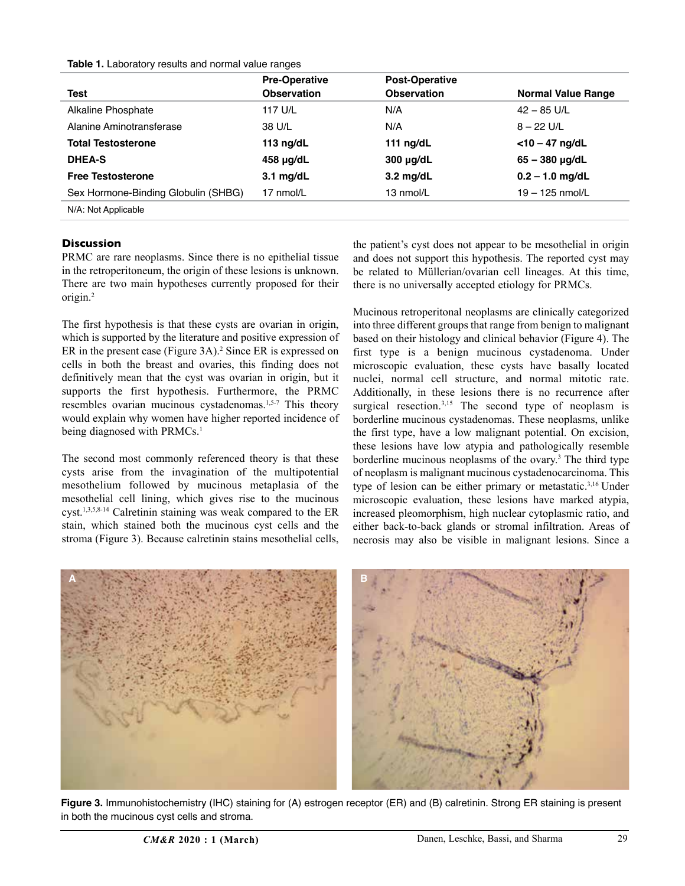**Table 1.** Laboratory results and normal value ranges

| Test | Pre-Operative Observation | Post-Operative Observation | Normal Value Range |
|---|---|---|---|
| Alkaline Phosphate | 117 U/L | N/A | 42 – 85 U/L |
| Alanine Aminotransferase | 38 U/L | N/A | 8 – 22 U/L |
| **Total Testosterone** | **113 ng/dL** | **111 ng/dL** | **<10 – 47 ng/dL** |
| **DHEA-S** | **458 µg/dL** | **300 µg/dL** | **65 – 380 µg/dL** |
| **Free Testosterone** | **3.1 mg/dL** | **3.2 mg/dL** | **0.2 – 1.0 mg/dL** |
| Sex Hormone-Binding Globulin (SHBG) | 17 nmol/L | 13 nmol/L | 19 – 125 nmol/L |

N/A: Not Applicable

## Discussion

PRMC are rare neoplasms. Since there is no epithelial tissue in the retroperitoneum, the origin of these lesions is unknown. There are two main hypotheses currently proposed for their origin.[2]

The first hypothesis is that these cysts are ovarian in origin, which is supported by the literature and positive expression of ER in the present case (Figure 3A).[2] Since ER is expressed on cells in both the breast and ovaries, this finding does not definitively mean that the cyst was ovarian in origin, but it supports the first hypothesis. Furthermore, the PRMC resembles ovarian mucinous cystadenomas.[1,5-7] This theory would explain why women have higher reported incidence of being diagnosed with PRMCs.[1]

The second most commonly referenced theory is that these cysts arise from the invagination of the multipotential mesothelium followed by mucinous metaplasia of the mesothelial cell lining, which gives rise to the mucinous cyst.[1,3,5,8-14] Calretinin staining was weak compared to the ER stain, which stained both the mucinous cyst cells and the stroma (Figure 3). Because calretinin stains mesothelial cells, the patient's cyst does not appear to be mesothelial in origin and does not support this hypothesis. The reported cyst may be related to Müllerian/ovarian cell lineages. At this time, there is no universally accepted etiology for PRMCs.

Mucinous retroperitonal neoplasms are clinically categorized into three different groups that range from benign to malignant based on their histology and clinical behavior (Figure 4). The first type is a benign mucinous cystadenoma. Under microscopic evaluation, these cysts have basally located nuclei, normal cell structure, and normal mitotic rate. Additionally, in these lesions there is no recurrence after surgical resection.[3,15] The second type of neoplasm is borderline mucinous cystadenomas. These neoplasms, unlike the first type, have a low malignant potential. On excision, these lesions have low atypia and pathologically resemble borderline mucinous neoplasms of the ovary.[3] The third type of neoplasm is malignant mucinous cystadenocarcinoma. This type of lesion can be either primary or metastatic.[3,16] Under microscopic evaluation, these lesions have marked atypia, increased pleomorphism, high nuclear cytoplasmic ratio, and either back-to-back glands or stromal infiltration. Areas of necrosis may also be visible in malignant lesions. Since a

**Figure 3.** Immunohistochemistry (IHC) staining for (A) estrogen receptor (ER) and (B) calretinin. Strong ER staining is present in both the mucinous cyst cells and stroma.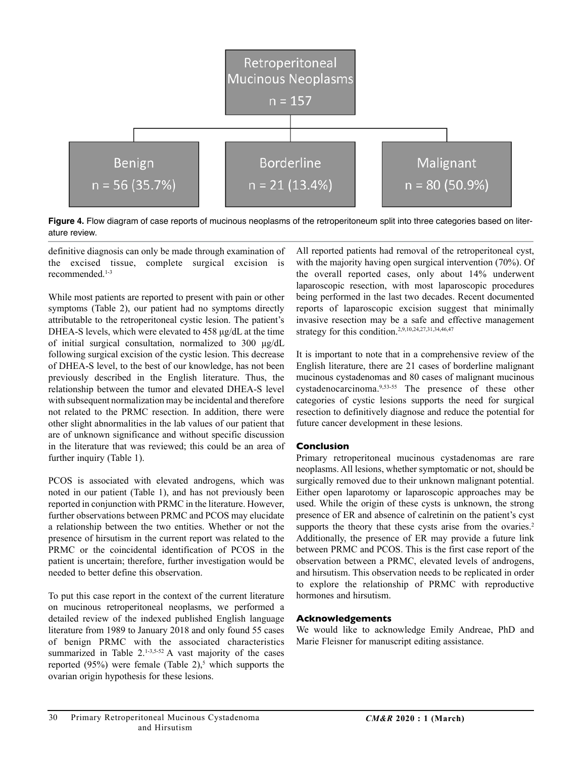Retroperitoneal Mucinous Neoplasms
n = 157

Benign n = 56 (35.7%) | Borderline n = 21 (13.4%) | Malignant n = 80 (50.9%)

**Figure 4.** Flow diagram of case reports of mucinous neoplasms of the retroperitoneum split into three categories based on literature review.

definitive diagnosis can only be made through examination of the excised tissue, complete surgical excision is recommended.[1-3]

While most patients are reported to present with pain or other symptoms (Table 2), our patient had no symptoms directly attributable to the retroperitoneal cystic lesion. The patient's DHEA-S levels, which were elevated to 458 μg/dL at the time of initial surgical consultation, normalized to 300 μg/dL following surgical excision of the cystic lesion. This decrease of DHEA-S level, to the best of our knowledge, has not been previously described in the English literature. Thus, the relationship between the tumor and elevated DHEA-S level with subsequent normalization may be incidental and therefore not related to the PRMC resection. In addition, there were other slight abnormalities in the lab values of our patient that are of unknown significance and without specific discussion in the literature that was reviewed; this could be an area of further inquiry (Table 1).

PCOS is associated with elevated androgens, which was noted in our patient (Table 1), and has not previously been reported in conjunction with PRMC in the literature. However, further observations between PRMC and PCOS may elucidate a relationship between the two entities. Whether or not the presence of hirsutism in the current report was related to the PRMC or the coincidental identification of PCOS in the patient is uncertain; therefore, further investigation would be needed to better define this observation.

To put this case report in the context of the current literature on mucinous retroperitoneal neoplasms, we performed a detailed review of the indexed published English language literature from 1989 to January 2018 and only found 55 cases of benign PRMC with the associated characteristics summarized in Table 2.[1-3,5-52] A vast majority of the cases reported (95%) were female (Table 2),[5] which supports the ovarian origin hypothesis for these lesions.

All reported patients had removal of the retroperitoneal cyst, with the majority having open surgical intervention (70%). Of the overall reported cases, only about 14% underwent laparoscopic resection, with most laparoscopic procedures being performed in the last two decades. Recent documented reports of laparoscopic excision suggest that minimally invasive resection may be a safe and effective management strategy for this condition.[2,9,10,24,27,31,34,46,47]

It is important to note that in a comprehensive review of the English literature, there are 21 cases of borderline malignant mucinous cystadenomas and 80 cases of malignant mucinous cystadenocarcinoma.[9,53-55] The presence of these other categories of cystic lesions supports the need for surgical resection to definitively diagnose and reduce the potential for future cancer development in these lesions.

## Conclusion

Primary retroperitoneal mucinous cystadenomas are rare neoplasms. All lesions, whether symptomatic or not, should be surgically removed due to their unknown malignant potential. Either open laparotomy or laparoscopic approaches may be used. While the origin of these cysts is unknown, the strong presence of ER and absence of calretinin on the patient's cyst supports the theory that these cysts arise from the ovaries.[2] Additionally, the presence of ER may provide a future link between PRMC and PCOS. This is the first case report of the observation between a PRMC, elevated levels of androgens, and hirsutism. This observation needs to be replicated in order to explore the relationship of PRMC with reproductive hormones and hirsutism.

## Acknowledgements

We would like to acknowledge Emily Andreae, PhD and Marie Fleisner for manuscript editing assistance.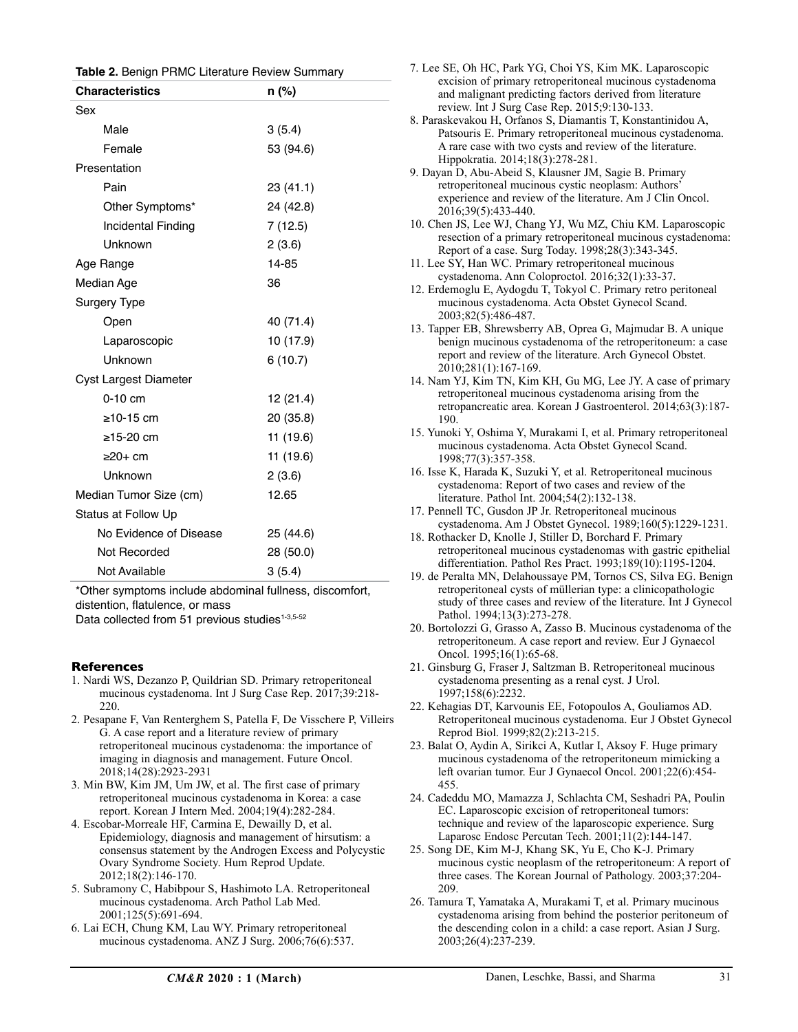**Table 2.** Benign PRMC Literature Review Summary

| Characteristics | n (%) |
|---|---|
| Sex | |
| Male | 3 (5.4) |
| Female | 53 (94.6) |
| Presentation | |
| Pain | 23 (41.1) |
| Other Symptoms* | 24 (42.8) |
| Incidental Finding | 7 (12.5) |
| Unknown | 2 (3.6) |
| Age Range | 14-85 |
| Median Age | 36 |
| Surgery Type | |
| Open | 40 (71.4) |
| Laparoscopic | 10 (17.9) |
| Unknown | 6 (10.7) |
| Cyst Largest Diameter | |
| 0-10 cm | 12 (21.4) |
| ≥10-15 cm | 20 (35.8) |
| ≥15-20 cm | 11 (19.6) |
| ≥20+ cm | 11 (19.6) |
| Unknown | 2 (3.6) |
| Median Tumor Size (cm) | 12.65 |
| Status at Follow Up | |
| No Evidence of Disease | 25 (44.6) |
| Not Recorded | 28 (50.0) |
| Not Available | 3 (5.4) |

*Other symptoms include abdominal fullness, discomfort, distention, flatulence, or mass

Data collected from 51 previous studies[1-3,5-52]

## References

1. Nardi WS, Dezanzo P, Quildrian SD. Primary retroperitoneal mucinous cystadenoma. Int J Surg Case Rep. 2017;39:218-220.
2. Pesapane F, Van Renterghem S, Patella F, De Visschere P, Villeirs G. A case report and a literature review of primary retroperitoneal mucinous cystadenoma: the importance of imaging in diagnosis and management. Future Oncol. 2018;14(28):2923-2931
3. Min BW, Kim JM, Um JW, et al. The first case of primary retroperitoneal mucinous cystadenoma in Korea: a case report. Korean J Intern Med. 2004;19(4):282-284.
4. Escobar-Morreale HF, Carmina E, Dewailly D, et al. Epidemiology, diagnosis and management of hirsutism: a consensus statement by the Androgen Excess and Polycystic Ovary Syndrome Society. Hum Reprod Update. 2012;18(2):146-170.
5. Subramony C, Habibpour S, Hashimoto LA. Retroperitoneal mucinous cystadenoma. Arch Pathol Lab Med. 2001;125(5):691-694.
6. Lai ECH, Chung KM, Lau WY. Primary retroperitoneal mucinous cystadenoma. ANZ J Surg. 2006;76(6):537.
7. Lee SE, Oh HC, Park YG, Choi YS, Kim MK. Laparoscopic excision of primary retroperitoneal mucinous cystadenoma and malignant predicting factors derived from literature review. Int J Surg Case Rep. 2015;9:130-133.
8. Paraskevakou H, Orfanos S, Diamantis T, Konstantinidou A, Patsouris E. Primary retroperitoneal mucinous cystadenoma. A rare case with two cysts and review of the literature. Hippokratia. 2014;18(3):278-281.
9. Dayan D, Abu-Abeid S, Klausner JM, Sagie B. Primary retroperitoneal mucinous cystic neoplasm: Authors' experience and review of the literature. Am J Clin Oncol. 2016;39(5):433-440.
10. Chen JS, Lee WJ, Chang YJ, Wu MZ, Chiu KM. Laparoscopic resection of a primary retroperitoneal mucinous cystadenoma: Report of a case. Surg Today. 1998;28(3):343-345.
11. Lee SY, Han WC. Primary retroperitoneal mucinous cystadenoma. Ann Coloproctol. 2016;32(1):33-37.
12. Erdemoglu E, Aydogdu T, Tokyol C. Primary retro peritoneal mucinous cystadenoma. Acta Obstet Gynecol Scand. 2003;82(5):486-487.
13. Tapper EB, Shrewsberry AB, Oprea G, Majmudar B. A unique benign mucinous cystadenoma of the retroperitoneum: a case report and review of the literature. Arch Gynecol Obstet. 2010;281(1):167-169.
14. Nam YJ, Kim TN, Kim KH, Gu MG, Lee JY. A case of primary retroperitoneal mucinous cystadenoma arising from the retropancreatic area. Korean J Gastroenterol. 2014;63(3):187-190.
15. Yunoki Y, Oshima Y, Murakami I, et al. Primary retroperitoneal mucinous cystadenoma. Acta Obstet Gynecol Scand. 1998;77(3):357-358.
16. Isse K, Harada K, Suzuki Y, et al. Retroperitoneal mucinous cystadenoma: Report of two cases and review of the literature. Pathol Int. 2004;54(2):132-138.
17. Pennell TC, Gusdon JP Jr. Retroperitoneal mucinous cystadenoma. Am J Obstet Gynecol. 1989;160(5):1229-1231.
18. Rothacker D, Knolle J, Stiller D, Borchard F. Primary retroperitoneal mucinous cystadenomas with gastric epithelial differentiation. Pathol Res Pract. 1993;189(10):1195-1204.
19. de Peralta MN, Delahoussaye PM, Tornos CS, Silva EG. Benign retroperitoneal cysts of müllerian type: a clinicopathologic study of three cases and review of the literature. Int J Gynecol Pathol. 1994;13(3):273-278.
20. Bortolozzi G, Grasso A, Zasso B. Mucinous cystadenoma of the retroperitoneum. A case report and review. Eur J Gynaecol Oncol. 1995;16(1):65-68.
21. Ginsburg G, Fraser J, Saltzman B. Retroperitoneal mucinous cystadenoma presenting as a renal cyst. J Urol. 1997;158(6):2232.
22. Kehagias DT, Karvounis EE, Fotopoulos A, Gouliamos AD. Retroperitoneal mucinous cystadenoma. Eur J Obstet Gynecol Reprod Biol. 1999;82(2):213-215.
23. Balat O, Aydin A, Sirikci A, Kutlar I, Aksoy F. Huge primary mucinous cystadenoma of the retroperitoneum mimicking a left ovarian tumor. Eur J Gynaecol Oncol. 2001;22(6):454-455.
24. Cadeddu MO, Mamazza J, Schlachta CM, Seshadri PA, Poulin EC. Laparoscopic excision of retroperitoneal tumors: technique and review of the laparoscopic experience. Surg Laparosc Endosc Percutan Tech. 2001;11(2):144-147.
25. Song DE, Kim M-J, Khang SK, Yu E, Cho K-J. Primary mucinous cystic neoplasm of the retroperitoneum: A report of three cases. The Korean Journal of Pathology. 2003;37:204-209.
26. Tamura T, Yamataka A, Murakami T, et al. Primary mucinous cystadenoma arising from behind the posterior peritoneum of the descending colon in a child: a case report. Asian J Surg. 2003;26(4):237-239.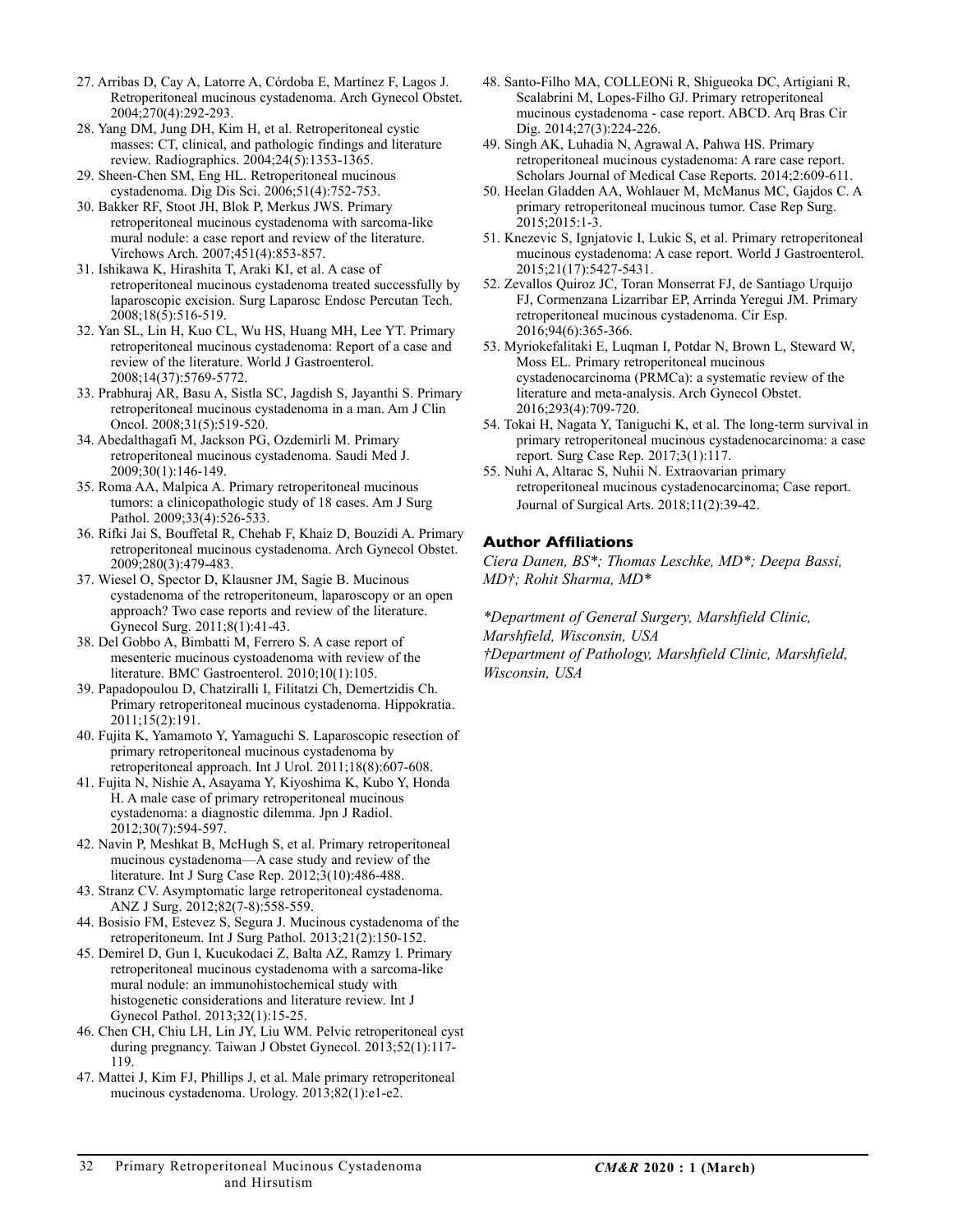27. Arribas D, Cay A, Latorre A, Córdoba E, Martínez F, Lagos J. Retroperitoneal mucinous cystadenoma. Arch Gynecol Obstet. 2004;270(4):292-293.
28. Yang DM, Jung DH, Kim H, et al. Retroperitoneal cystic masses: CT, clinical, and pathologic findings and literature review. Radiographics. 2004;24(5):1353-1365.
29. Sheen-Chen SM, Eng HL. Retroperitoneal mucinous cystadenoma. Dig Dis Sci. 2006;51(4):752-753.
30. Bakker RF, Stoot JH, Blok P, Merkus JWS. Primary retroperitoneal mucinous cystadenoma with sarcoma-like mural nodule: a case report and review of the literature. Virchows Arch. 2007;451(4):853-857.
31. Ishikawa K, Hirashita T, Araki KI, et al. A case of retroperitoneal mucinous cystadenoma treated successfully by laparoscopic excision. Surg Laparosc Endosc Percutan Tech. 2008;18(5):516-519.
32. Yan SL, Lin H, Kuo CL, Wu HS, Huang MH, Lee YT. Primary retroperitoneal mucinous cystadenoma: Report of a case and review of the literature. World J Gastroenterol. 2008;14(37):5769-5772.
33. Prabhuraj AR, Basu A, Sistla SC, Jagdish S, Jayanthi S. Primary retroperitoneal mucinous cystadenoma in a man. Am J Clin Oncol. 2008;31(5):519-520.
34. Abedalthagafi M, Jackson PG, Ozdemirli M. Primary retroperitoneal mucinous cystadenoma. Saudi Med J. 2009;30(1):146-149.
35. Roma AA, Malpica A. Primary retroperitoneal mucinous tumors: a clinicopathologic study of 18 cases. Am J Surg Pathol. 2009;33(4):526-533.
36. Rifki Jai S, Bouffetal R, Chehab F, Khaiz D, Bouzidi A. Primary retroperitoneal mucinous cystadenoma. Arch Gynecol Obstet. 2009;280(3):479-483.
37. Wiesel O, Spector D, Klausner JM, Sagie B. Mucinous cystadenoma of the retroperitoneum, laparoscopy or an open approach? Two case reports and review of the literature. Gynecol Surg. 2011;8(1):41-43.
38. Del Gobbo A, Bimbatti M, Ferrero S. A case report of mesenteric mucinous cystoadenoma with review of the literature. BMC Gastroenterol. 2010;10(1):105.
39. Papadopoulou D, Chatziralli I, Filitatzi Ch, Demertzidis Ch. Primary retroperitoneal mucinous cystadenoma. Hippokratia. 2011;15(2):191.
40. Fujita K, Yamamoto Y, Yamaguchi S. Laparoscopic resection of primary retroperitoneal mucinous cystadenoma by retroperitoneal approach. Int J Urol. 2011;18(8):607-608.
41. Fujita N, Nishie A, Asayama Y, Kiyoshima K, Kubo Y, Honda H. A male case of primary retroperitoneal mucinous cystadenoma: a diagnostic dilemma. Jpn J Radiol. 2012;30(7):594-597.
42. Navin P, Meshkat B, McHugh S, et al. Primary retroperitoneal mucinous cystadenoma—A case study and review of the literature. Int J Surg Case Rep. 2012;3(10):486-488.
43. Stranz CV. Asymptomatic large retroperitoneal cystadenoma. ANZ J Surg. 2012;82(7-8):558-559.
44. Bosisio FM, Estevez S, Segura J. Mucinous cystadenoma of the retroperitoneum. Int J Surg Pathol. 2013;21(2):150-152.
45. Demirel D, Gun I, Kucukodaci Z, Balta AZ, Ramzy I. Primary retroperitoneal mucinous cystadenoma with a sarcoma-like mural nodule: an immunohistochemical study with histogenetic considerations and literature review. Int J Gynecol Pathol. 2013;32(1):15-25.
46. Chen CH, Chiu LH, Lin JY, Liu WM. Pelvic retroperitoneal cyst during pregnancy. Taiwan J Obstet Gynecol. 2013;52(1):117-119.
47. Mattei J, Kim FJ, Phillips J, et al. Male primary retroperitoneal mucinous cystadenoma. Urology. 2013;82(1):e1-e2.
48. Santo-Filho MA, COLLEONi R, Shigueoka DC, Artigiani R, Scalabrini M, Lopes-Filho GJ. Primary retroperitoneal mucinous cystadenoma - case report. ABCD. Arq Bras Cir Dig. 2014;27(3):224-226.
49. Singh AK, Luhadia N, Agrawal A, Pahwa HS. Primary retroperitoneal mucinous cystadenoma: A rare case report. Scholars Journal of Medical Case Reports. 2014;2:609-611.
50. Heelan Gladden AA, Wohlauer M, McManus MC, Gajdos C. A primary retroperitoneal mucinous tumor. Case Rep Surg. 2015;2015:1-3.
51. Knezevic S, Ignjatovic I, Lukic S, et al. Primary retroperitoneal mucinous cystadenoma: A case report. World J Gastroenterol. 2015;21(17):5427-5431.
52. Zevallos Quiroz JC, Toran Monserrat FJ, de Santiago Urquijo FJ, Cormenzana Lizarribar EP, Arrinda Yeregui JM. Primary retroperitoneal mucinous cystadenoma. Cir Esp. 2016;94(6):365-366.
53. Myriokefalitaki E, Luqman I, Potdar N, Brown L, Steward W, Moss EL. Primary retroperitoneal mucinous cystadenocarcinoma (PRMCa): a systematic review of the literature and meta-analysis. Arch Gynecol Obstet. 2016;293(4):709-720.
54. Tokai H, Nagata Y, Taniguchi K, et al. The long-term survival in primary retroperitoneal mucinous cystadenocarcinoma: a case report. Surg Case Rep. 2017;3(1):117.
55. Nuhi A, Altarac S, Nuhii N. Extraovarian primary retroperitoneal mucinous cystadenocarcinoma; Case report. Journal of Surgical Arts. 2018;11(2):39-42.

## Author Affiliations

*Ciera Danen, BS\*; Thomas Leschke, MD\*; Deepa Bassi, MD†; Rohit Sharma, MD\**

*\*Department of General Surgery, Marshfield Clinic, Marshfield, Wisconsin, USA*
*†Department of Pathology, Marshfield Clinic, Marshfield, Wisconsin, USA*